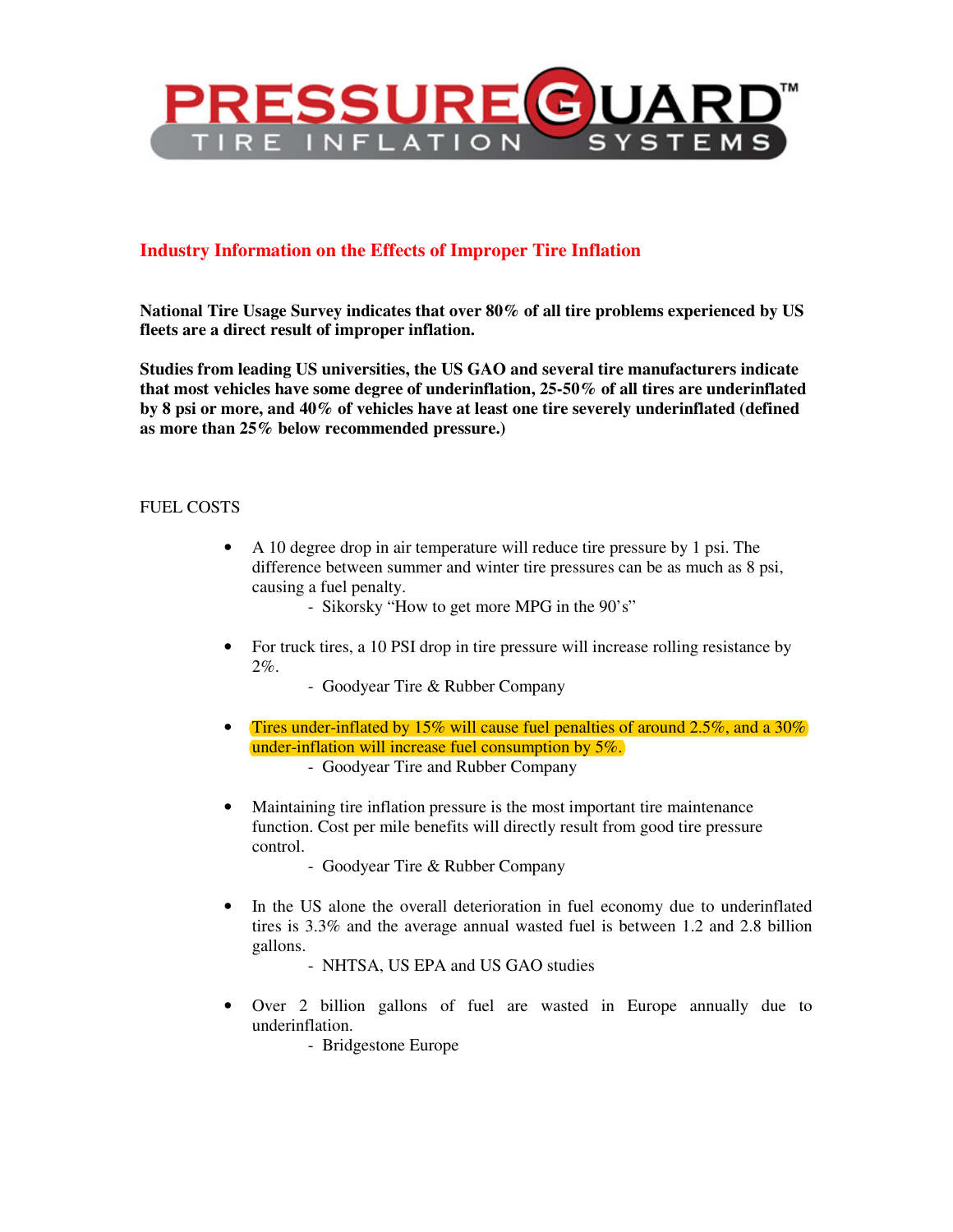PRESSURE GUARD™ TIRE INFLATION SYSTEMS

## Industry Information on the Effects of Improper Tire Inflation

**National Tire Usage Survey indicates that over 80% of all tire problems experienced by US fleets are a direct result of improper inflation.**

**Studies from leading US universities, the US GAO and several tire manufacturers indicate that most vehicles have some degree of underinflation, 25-50% of all tires are underinflated by 8 psi or more, and 40% of vehicles have at least one tire severely underinflated (defined as more than 25% below recommended pressure.)**

FUEL COSTS

- A 10 degree drop in air temperature will reduce tire pressure by 1 psi. The difference between summer and winter tire pressures can be as much as 8 psi, causing a fuel penalty.
  - Sikorsky "How to get more MPG in the 90's"

- For truck tires, a 10 PSI drop in tire pressure will increase rolling resistance by 2%.
  - Goodyear Tire & Rubber Company

- Tires under-inflated by 15% will cause fuel penalties of around 2.5%, and a 30% under-inflation will increase fuel consumption by 5%.
  - Goodyear Tire and Rubber Company

- Maintaining tire inflation pressure is the most important tire maintenance function. Cost per mile benefits will directly result from good tire pressure control.
  - Goodyear Tire & Rubber Company

- In the US alone the overall deterioration in fuel economy due to underinflated tires is 3.3% and the average annual wasted fuel is between 1.2 and 2.8 billion gallons.
  - NHTSA, US EPA and US GAO studies

- Over 2 billion gallons of fuel are wasted in Europe annually due to underinflation.
  - Bridgestone Europe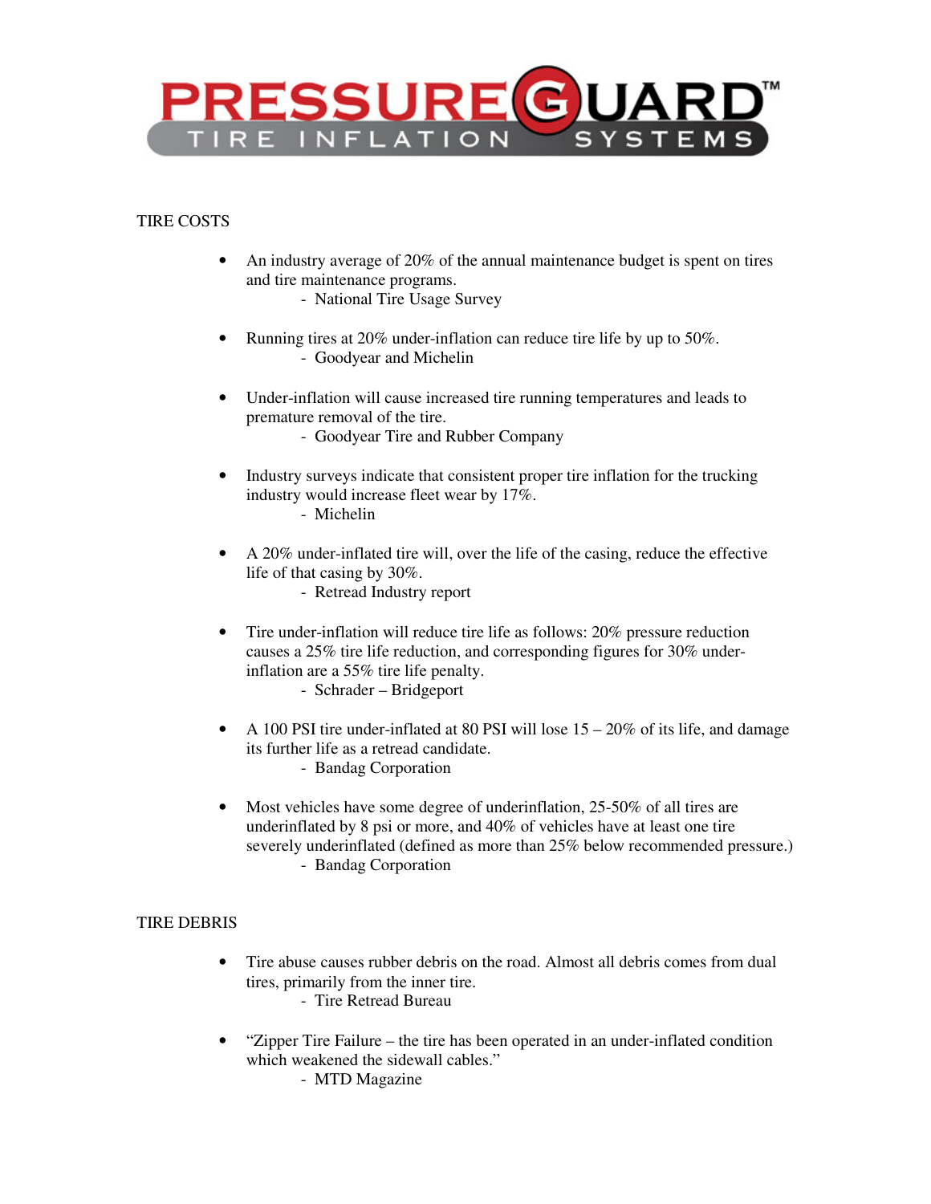# PRESSUREGUARD™ TIRE INFLATION SYSTEMS

## TIRE COSTS

- An industry average of 20% of the annual maintenance budget is spent on tires and tire maintenance programs.
  - National Tire Usage Survey

- Running tires at 20% under-inflation can reduce tire life by up to 50%.
  - Goodyear and Michelin

- Under-inflation will cause increased tire running temperatures and leads to premature removal of the tire.
  - Goodyear Tire and Rubber Company

- Industry surveys indicate that consistent proper tire inflation for the trucking industry would increase fleet wear by 17%.
  - Michelin

- A 20% under-inflated tire will, over the life of the casing, reduce the effective life of that casing by 30%.
  - Retread Industry report

- Tire under-inflation will reduce tire life as follows: 20% pressure reduction causes a 25% tire life reduction, and corresponding figures for 30% under-inflation are a 55% tire life penalty.
  - Schrader – Bridgeport

- A 100 PSI tire under-inflated at 80 PSI will lose 15 – 20% of its life, and damage its further life as a retread candidate.
  - Bandag Corporation

- Most vehicles have some degree of underinflation, 25-50% of all tires are underinflated by 8 psi or more, and 40% of vehicles have at least one tire severely underinflated (defined as more than 25% below recommended pressure.)
  - Bandag Corporation

## TIRE DEBRIS

- Tire abuse causes rubber debris on the road. Almost all debris comes from dual tires, primarily from the inner tire.
  - Tire Retread Bureau

- "Zipper Tire Failure – the tire has been operated in an under-inflated condition which weakened the sidewall cables."
  - MTD Magazine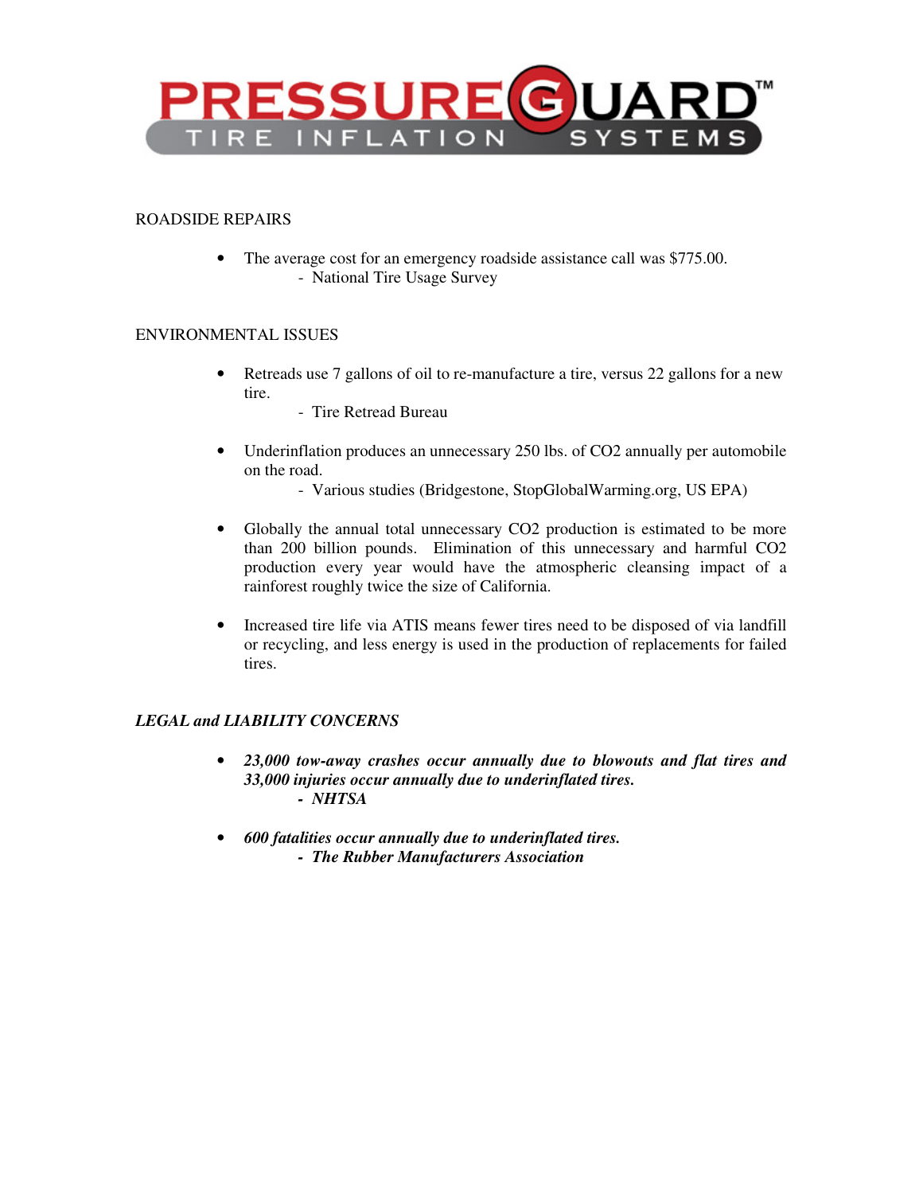PRESSUREGUARD™
TIRE INFLATION SYSTEMS

ROADSIDE REPAIRS

- The average cost for an emergency roadside assistance call was $775.00.
  - National Tire Usage Survey

ENVIRONMENTAL ISSUES

- Retreads use 7 gallons of oil to re-manufacture a tire, versus 22 gallons for a new tire.
  - Tire Retread Bureau

- Underinflation produces an unnecessary 250 lbs. of $CO_2$ annually per automobile on the road.
  - Various studies (Bridgestone, StopGlobalWarming.org, US EPA)

- Globally the annual total unnecessary $CO_2$ production is estimated to be more than 200 billion pounds. Elimination of this unnecessary and harmful $CO_2$ production every year would have the atmospheric cleansing impact of a rainforest roughly twice the size of California.

- Increased tire life via ATIS means fewer tires need to be disposed of via landfill or recycling, and less energy is used in the production of replacements for failed tires.

***LEGAL and LIABILITY CONCERNS***

- ***23,000 tow-away crashes occur annually due to blowouts and flat tires and 33,000 injuries occur annually due to underinflated tires.***
  - ***NHTSA***

- ***600 fatalities occur annually due to underinflated tires.***
  - ***The Rubber Manufacturers Association***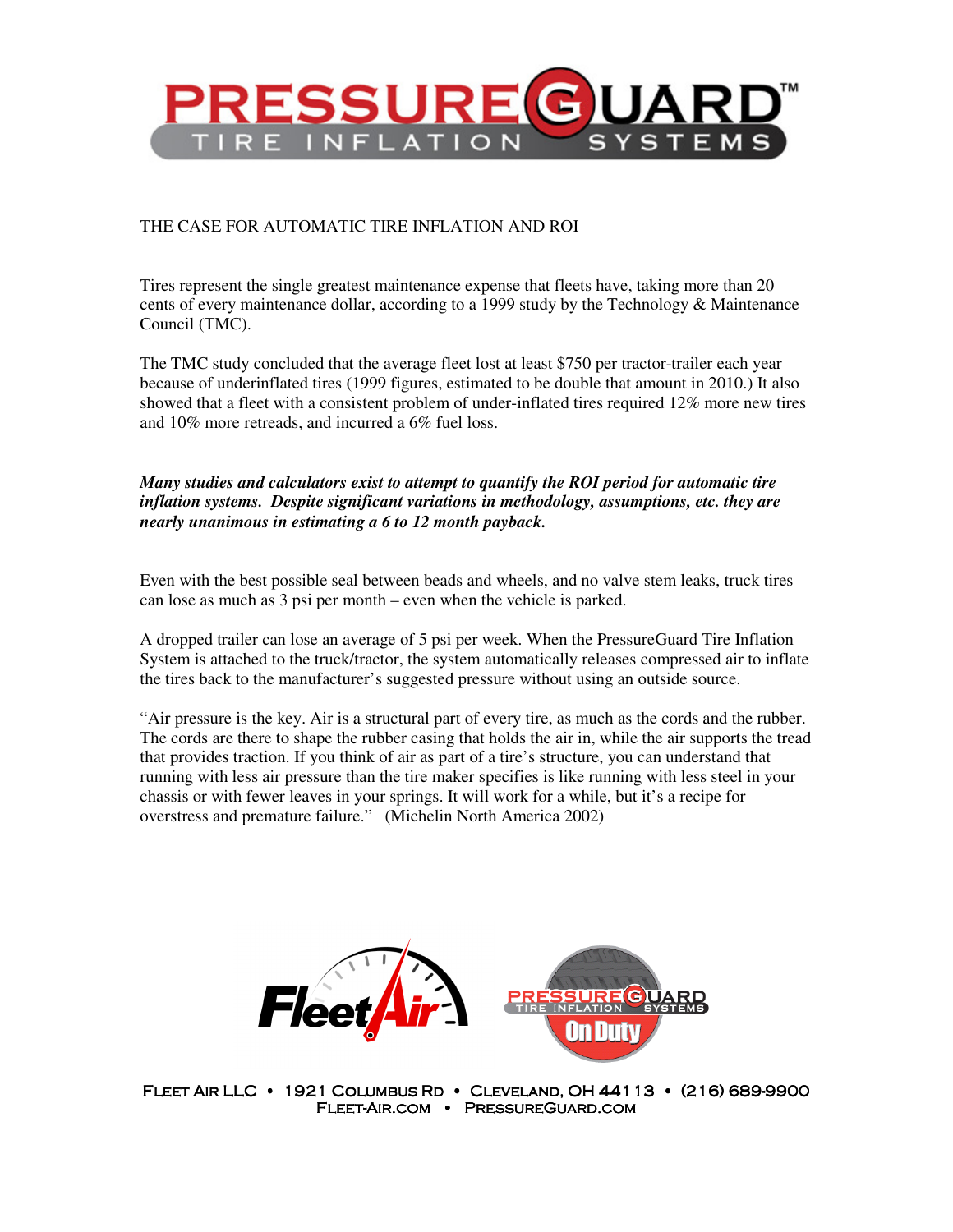PRESSUREGUARD™ TIRE INFLATION SYSTEMS

THE CASE FOR AUTOMATIC TIRE INFLATION AND ROI

Tires represent the single greatest maintenance expense that fleets have, taking more than 20 cents of every maintenance dollar, according to a 1999 study by the Technology & Maintenance Council (TMC).

The TMC study concluded that the average fleet lost at least $750 per tractor-trailer each year because of underinflated tires (1999 figures, estimated to be double that amount in 2010.) It also showed that a fleet with a consistent problem of under-inflated tires required 12% more new tires and 10% more retreads, and incurred a 6% fuel loss.

***Many studies and calculators exist to attempt to quantify the ROI period for automatic tire inflation systems. Despite significant variations in methodology, assumptions, etc. they are nearly unanimous in estimating a 6 to 12 month payback.***

Even with the best possible seal between beads and wheels, and no valve stem leaks, truck tires can lose as much as 3 psi per month – even when the vehicle is parked.

A dropped trailer can lose an average of 5 psi per week. When the PressureGuard Tire Inflation System is attached to the truck/tractor, the system automatically releases compressed air to inflate the tires back to the manufacturer's suggested pressure without using an outside source.

"Air pressure is the key. Air is a structural part of every tire, as much as the cords and the rubber. The cords are there to shape the rubber casing that holds the air in, while the air supports the tread that provides traction. If you think of air as part of a tire's structure, you can understand that running with less air pressure than the tire maker specifies is like running with less steel in your chassis or with fewer leaves in your springs. It will work for a while, but it's a recipe for overstress and premature failure." (Michelin North America 2002)

FleetAir — PRESSUREGUARD TIRE INFLATION SYSTEMS On Duty

FLEET AIR LLC • 1921 COLUMBUS RD • CLEVELAND, OH 44113 • (216) 689-9900
FLEET-AIR.COM • PRESSUREGUARD.COM